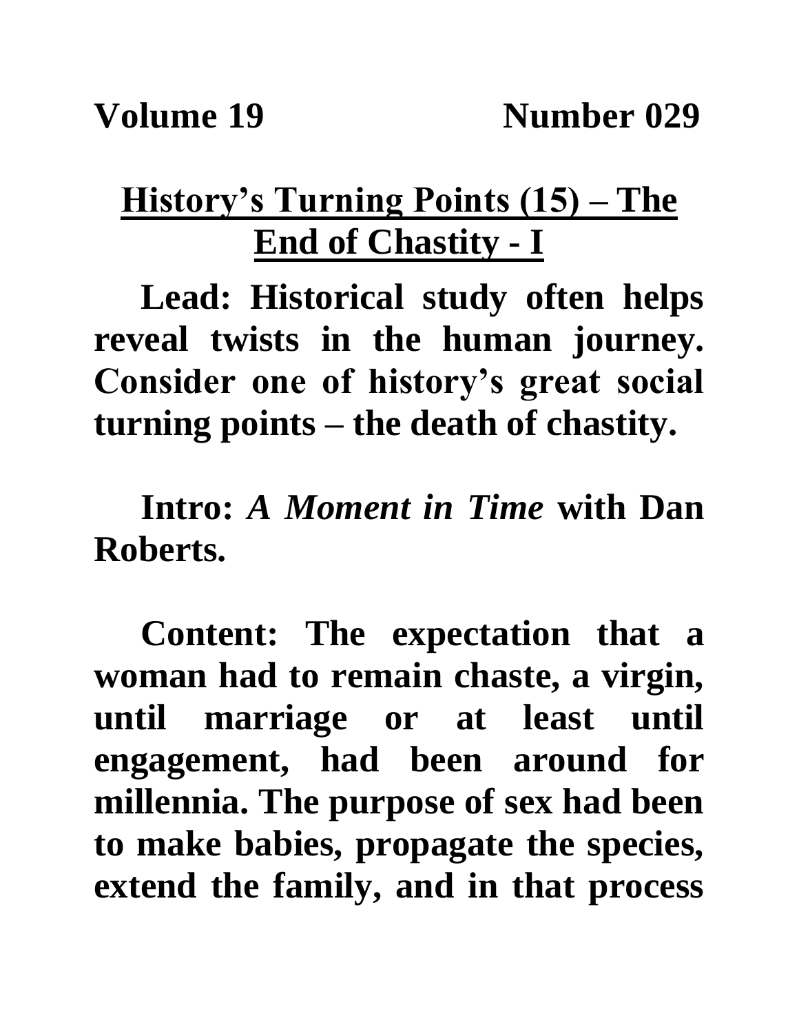**Volume 19 Number 029**

## History's Turning Points (15) – The End of Chastity - I

**Lead: Historical study often helps reveal twists in the human journey. Consider one of history's great social turning points – the death of chastity.**

**Intro:** ***A Moment in Time*** **with Dan Roberts.**

**Content: The expectation that a woman had to remain chaste, a virgin, until marriage or at least until engagement, had been around for millennia. The purpose of sex had been to make babies, propagate the species, extend the family, and in that process**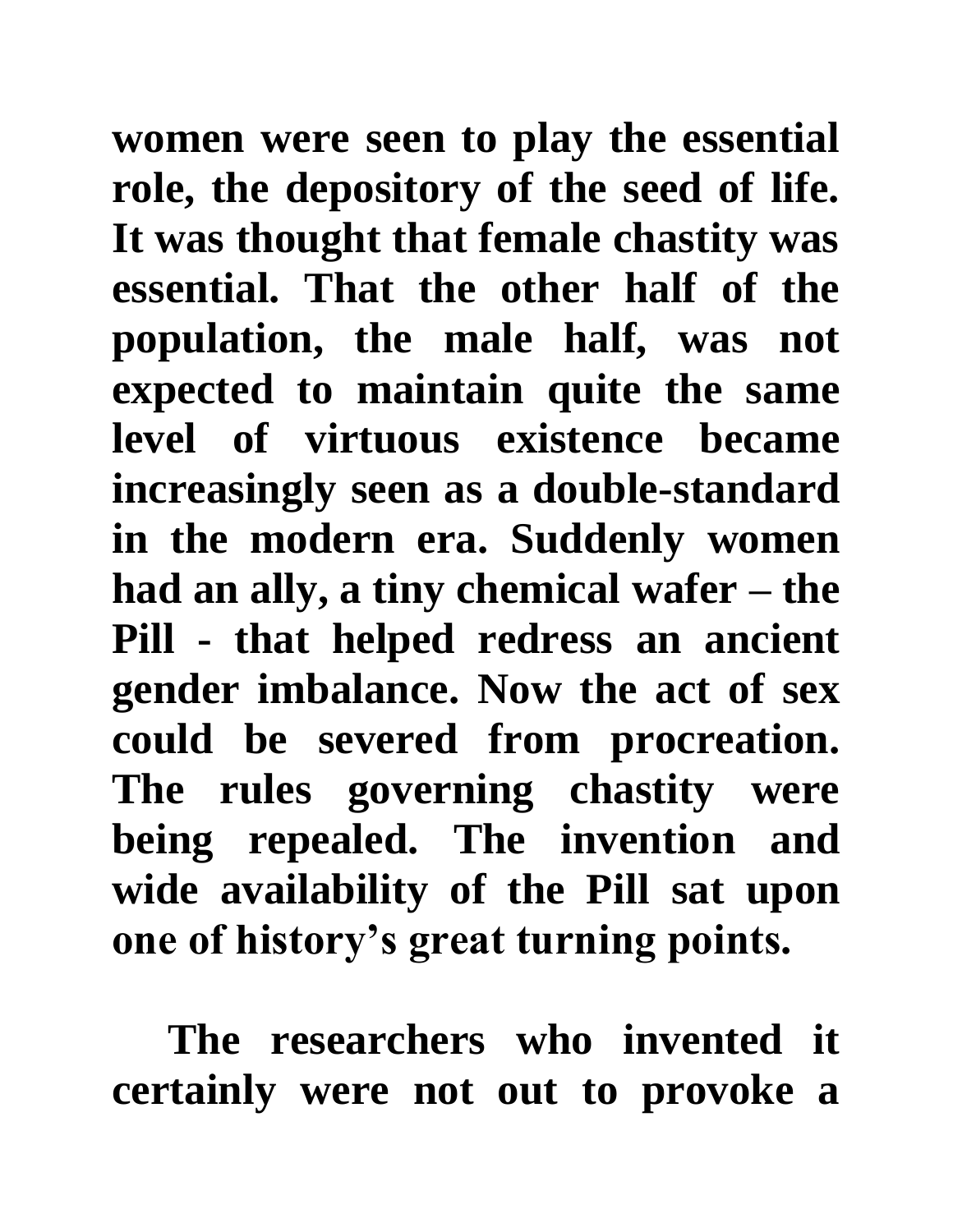women were seen to play the essential role, the depository of the seed of life. It was thought that female chastity was essential. That the other half of the population, the male half, was not expected to maintain quite the same level of virtuous existence became increasingly seen as a double-standard in the modern era. Suddenly women had an ally, a tiny chemical wafer – the Pill - that helped redress an ancient gender imbalance. Now the act of sex could be severed from procreation. The rules governing chastity were being repealed. The invention and wide availability of the Pill sat upon one of history's great turning points.

The researchers who invented it certainly were not out to provoke a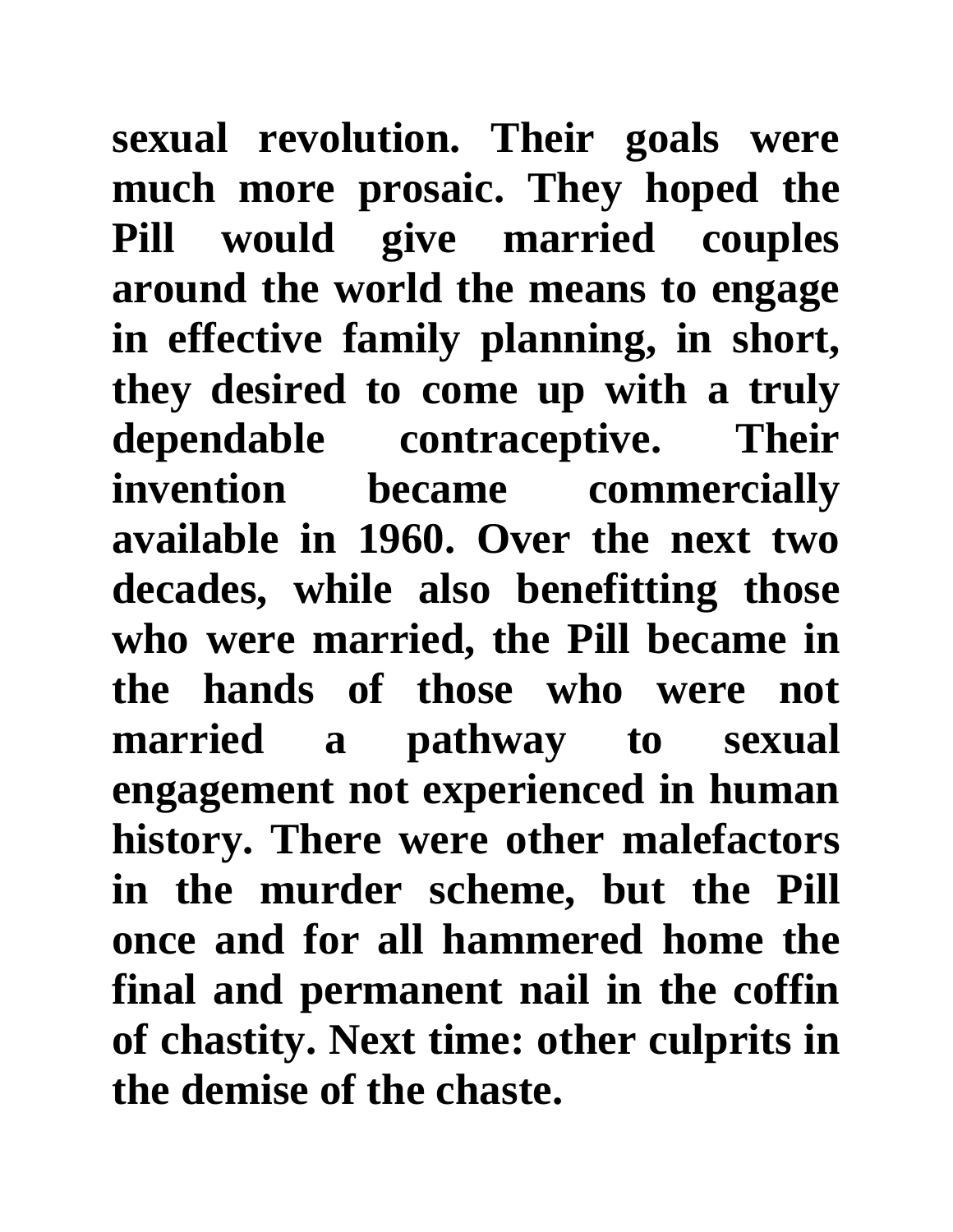**sexual revolution. Their goals were much more prosaic. They hoped the Pill would give married couples around the world the means to engage in effective family planning, in short, they desired to come up with a truly dependable contraceptive. Their invention became commercially available in 1960. Over the next two decades, while also benefitting those who were married, the Pill became in the hands of those who were not married a pathway to sexual engagement not experienced in human history. There were other malefactors in the murder scheme, but the Pill once and for all hammered home the final and permanent nail in the coffin of chastity. Next time: other culprits in the demise of the chaste.**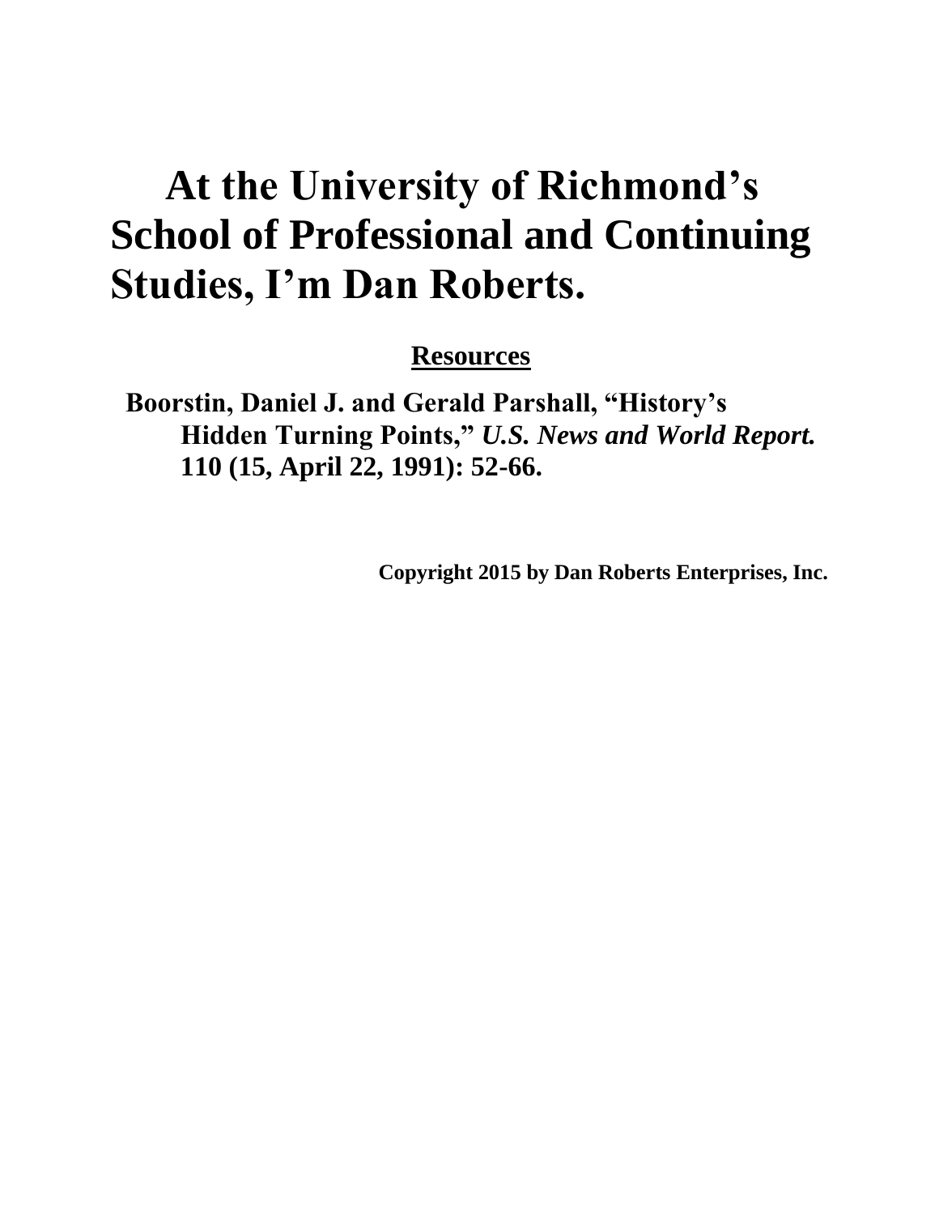# At the University of Richmond's School of Professional and Continuing Studies, I'm Dan Roberts.

## Resources

**Boorstin, Daniel J. and Gerald Parshall, "History's Hidden Turning Points,"** ***U.S. News and World Report.*** **110 (15, April 22, 1991): 52-66.**

**Copyright 2015 by Dan Roberts Enterprises, Inc.**